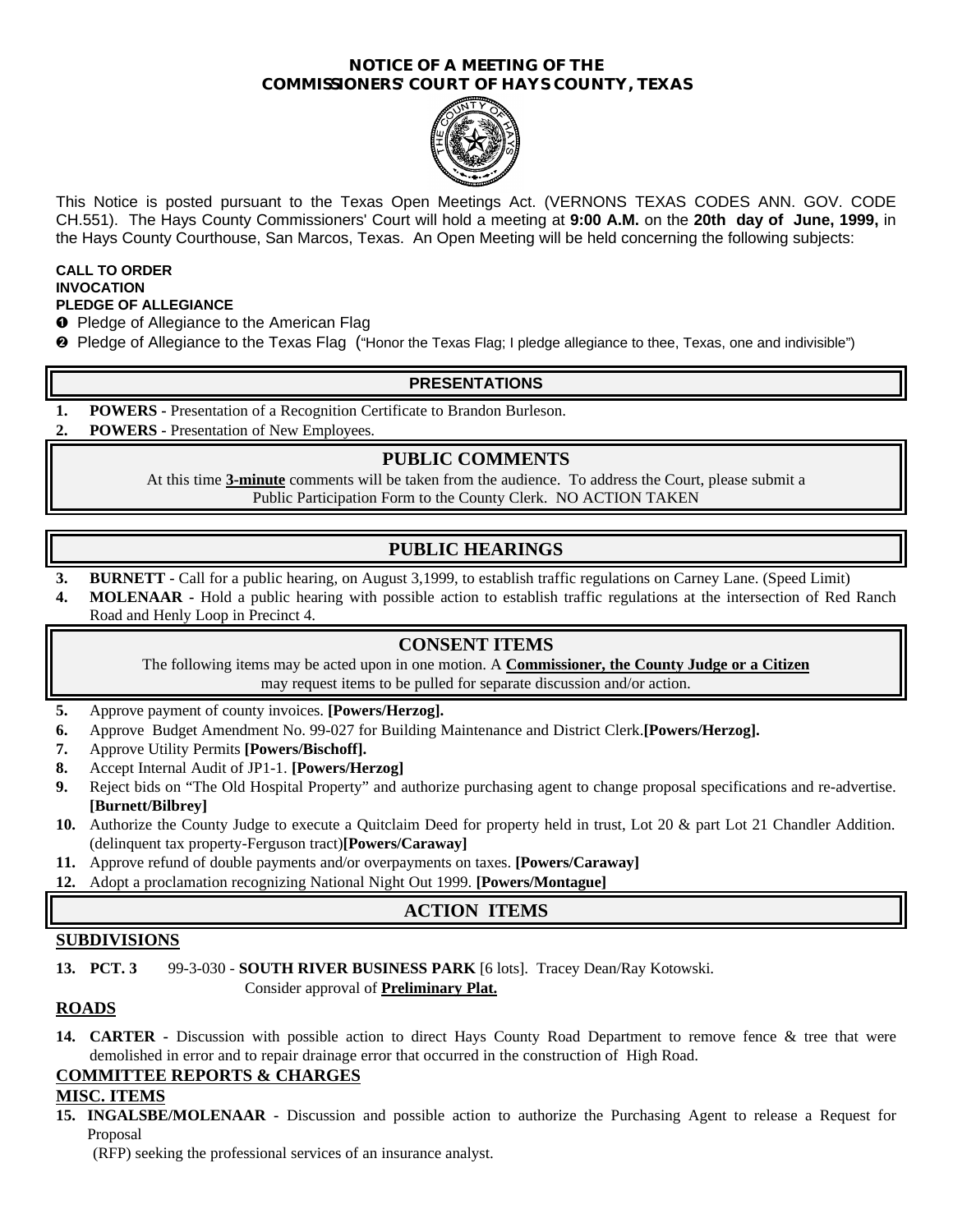# NOTICE OF A MEETING OF THE COMMISSIONERS' COURT OF HAYS COUNTY, TEXAS

This Notice is posted pursuant to the Texas Open Meetings Act. (VERNONS TEXAS CODES ANN. GOV. CODE CH.551). The Hays County Commissioners' Court will hold a meeting at **9:00 A.M.** on the **20th day of June, 1999,** in the Hays County Courthouse, San Marcos, Texas. An Open Meeting will be held concerning the following subjects:

**CALL TO ORDER**
**INVOCATION**
**PLEDGE OF ALLEGIANCE**

❶ Pledge of Allegiance to the American Flag
❷ Pledge of Allegiance to the Texas Flag ("Honor the Texas Flag; I pledge allegiance to thee, Texas, one and indivisible")

## PRESENTATIONS

1. **POWERS -** Presentation of a Recognition Certificate to Brandon Burleson.
2. **POWERS -** Presentation of New Employees.

## PUBLIC COMMENTS

At this time **3-minute** comments will be taken from the audience. To address the Court, please submit a Public Participation Form to the County Clerk. NO ACTION TAKEN

## PUBLIC HEARINGS

3. **BURNETT -** Call for a public hearing, on August 3,1999, to establish traffic regulations on Carney Lane. (Speed Limit)
4. **MOLENAAR -** Hold a public hearing with possible action to establish traffic regulations at the intersection of Red Ranch Road and Henly Loop in Precinct 4.

## CONSENT ITEMS

The following items may be acted upon in one motion. A **Commissioner, the County Judge or a Citizen** may request items to be pulled for separate discussion and/or action.

5. Approve payment of county invoices. **[Powers/Herzog].**
6. Approve Budget Amendment No. 99-027 for Building Maintenance and District Clerk.**[Powers/Herzog].**
7. Approve Utility Permits **[Powers/Bischoff].**
8. Accept Internal Audit of JP1-1. **[Powers/Herzog]**
9. Reject bids on "The Old Hospital Property" and authorize purchasing agent to change proposal specifications and re-advertise. **[Burnett/Bilbrey]**
10. Authorize the County Judge to execute a Quitclaim Deed for property held in trust, Lot 20 & part Lot 21 Chandler Addition. (delinquent tax property-Ferguson tract)**[Powers/Caraway]**
11. Approve refund of double payments and/or overpayments on taxes. **[Powers/Caraway]**
12. Adopt a proclamation recognizing National Night Out 1999. **[Powers/Montague]**

## ACTION ITEMS

### SUBDIVISIONS

13. **PCT. 3** 99-3-030 - **SOUTH RIVER BUSINESS PARK** [6 lots]. Tracey Dean/Ray Kotowski.
    Consider approval of **Preliminary Plat.**

### ROADS

14. **CARTER -** Discussion with possible action to direct Hays County Road Department to remove fence & tree that were demolished in error and to repair drainage error that occurred in the construction of High Road.

### COMMITTEE REPORTS & CHARGES

### MISC. ITEMS

15. **INGALSBE/MOLENAAR -** Discussion and possible action to authorize the Purchasing Agent to release a Request for Proposal
    (RFP) seeking the professional services of an insurance analyst.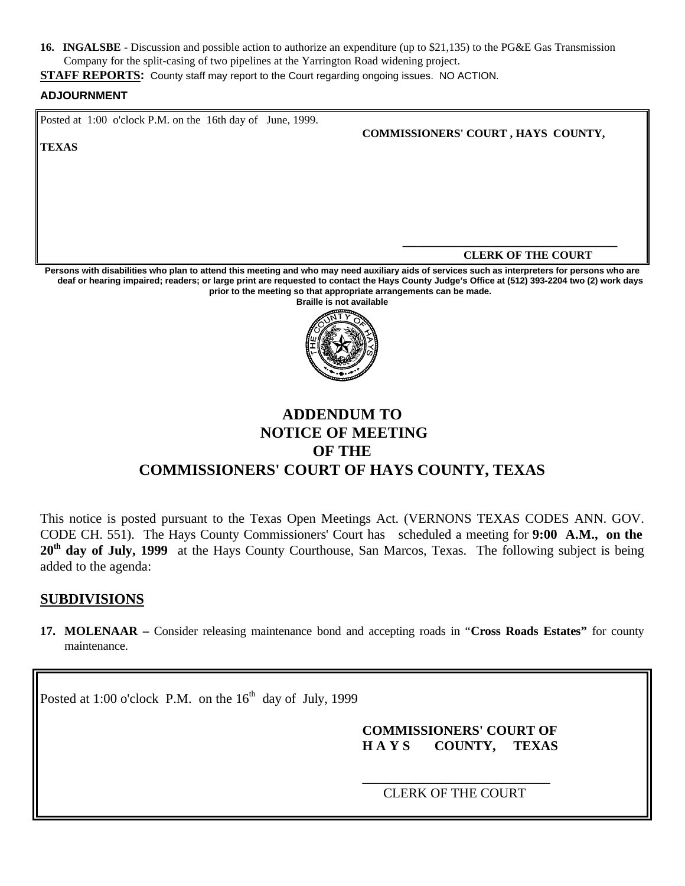**16. INGALSBE -** Discussion and possible action to authorize an expenditure (up to $21,135) to the PG&E Gas Transmission Company for the split-casing of two pipelines at the Yarrington Road widening project.

**STAFF REPORTS:** County staff may report to the Court regarding ongoing issues. NO ACTION.

**ADJOURNMENT**

Posted at 1:00 o'clock P.M. on the 16th day of June, 1999.

**COMMISSIONERS' COURT , HAYS COUNTY, TEXAS**

\_\_\_\_\_\_\_\_\_\_\_\_\_\_\_\_\_\_\_\_\_\_\_\_\_\_\_\_\_\_\_\_\_\_\_\_

**CLERK OF THE COURT**

**Persons with disabilities who plan to attend this meeting and who may need auxiliary aids of services such as interpreters for persons who are deaf or hearing impaired; readers; or large print are requested to contact the Hays County Judge's Office at (512) 393-2204 two (2) work days prior to the meeting so that appropriate arrangements can be made.**

**Braille is not available**

# ADDENDUM TO NOTICE OF MEETING OF THE COMMISSIONERS' COURT OF HAYS COUNTY, TEXAS

This notice is posted pursuant to the Texas Open Meetings Act. (VERNONS TEXAS CODES ANN. GOV. CODE CH. 551). The Hays County Commissioners' Court has scheduled a meeting for **9:00 A.M., on the 20th day of July, 1999** at the Hays County Courthouse, San Marcos, Texas. The following subject is being added to the agenda:

## SUBDIVISIONS

**17. MOLENAAR –** Consider releasing maintenance bond and accepting roads in "**Cross Roads Estates"** for county maintenance.

Posted at 1:00 o'clock P.M. on the 16th day of July, 1999

**COMMISSIONERS' COURT OF HAYS COUNTY, TEXAS**

\_\_\_\_\_\_\_\_\_\_\_\_\_\_\_\_\_\_\_\_\_\_\_\_\_\_\_\_\_\_\_\_\_\_\_\_

CLERK OF THE COURT